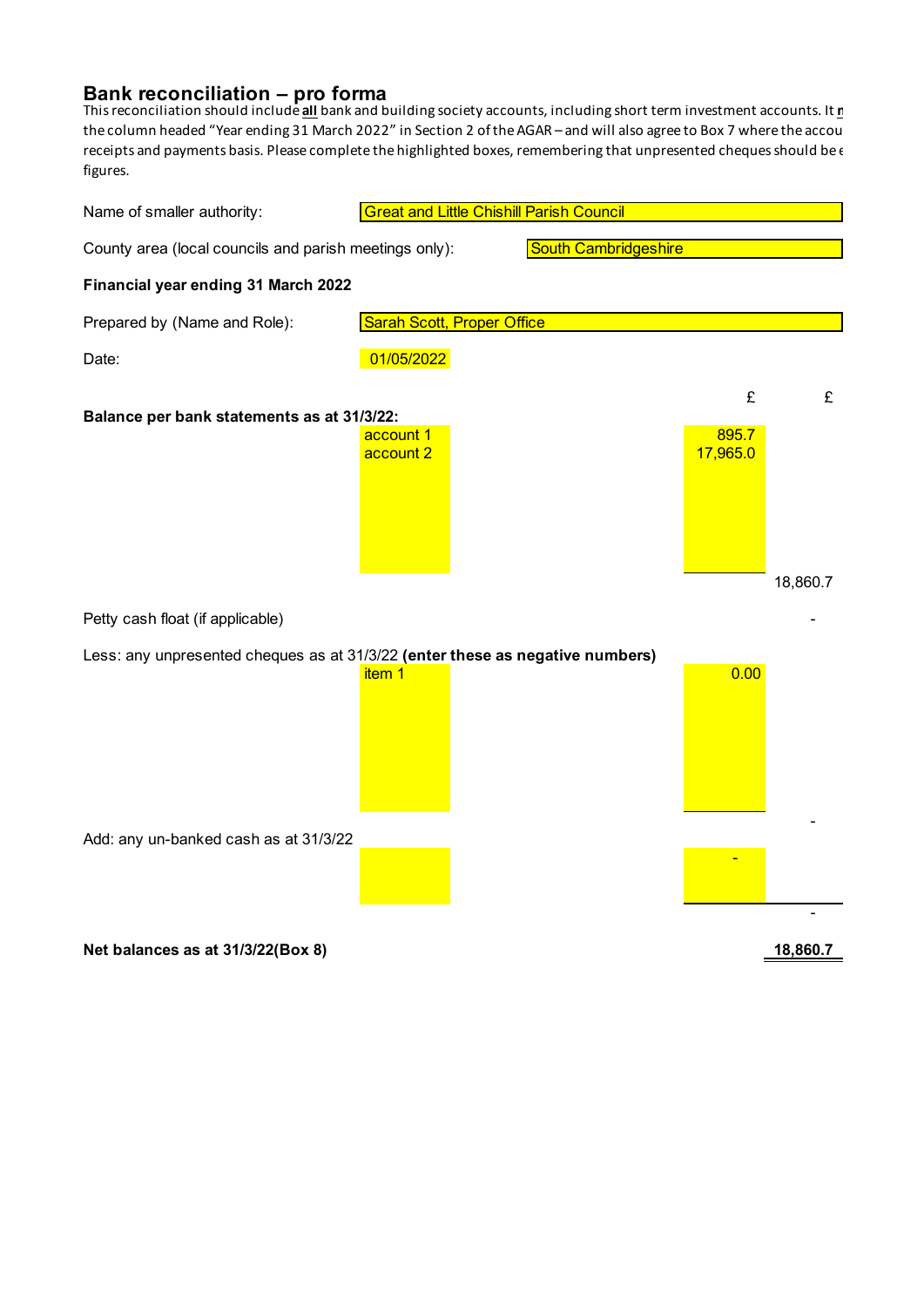## Bank reconciliation – pro forma

This reconciliation should include **all** bank and building society accounts, including short term investment accounts. It m the column headed "Year ending 31 March 2022" in Section 2 of the AGAR – and will also agree to Box 7 where the accou receipts and payments basis. Please complete the highlighted boxes, remembering that unpresented cheques should be e figures.

| | |
|---|---|
| Name of smaller authority: | Great and Little Chishill Parish Council |
| County area (local councils and parish meetings only): | South Cambridgeshire |

**Financial year ending 31 March 2022**

| | |
|---|---|
| Prepared by (Name and Role): | Sarah Scott, Proper Office |
| Date: | 01/05/2022 |

| | | £ | £ |
|---|---|---|---|
| **Balance per bank statements as at 31/3/22:** | | | |
| | account 1 | 895.7 | |
| | account 2 | 17,965.0 | |
| | | | 18,860.7 |
| Petty cash float (if applicable) | | | - |
| Less: any unpresented cheques as at 31/3/22 **(enter these as negative numbers)** | | | |
| | item 1 | 0.00 | |
| | | | - |
| Add: any un-banked cash as at 31/3/22 | | - | |
| | | | - |
| **Net balances as at 31/3/22(Box 8)** | | | **18,860.7** |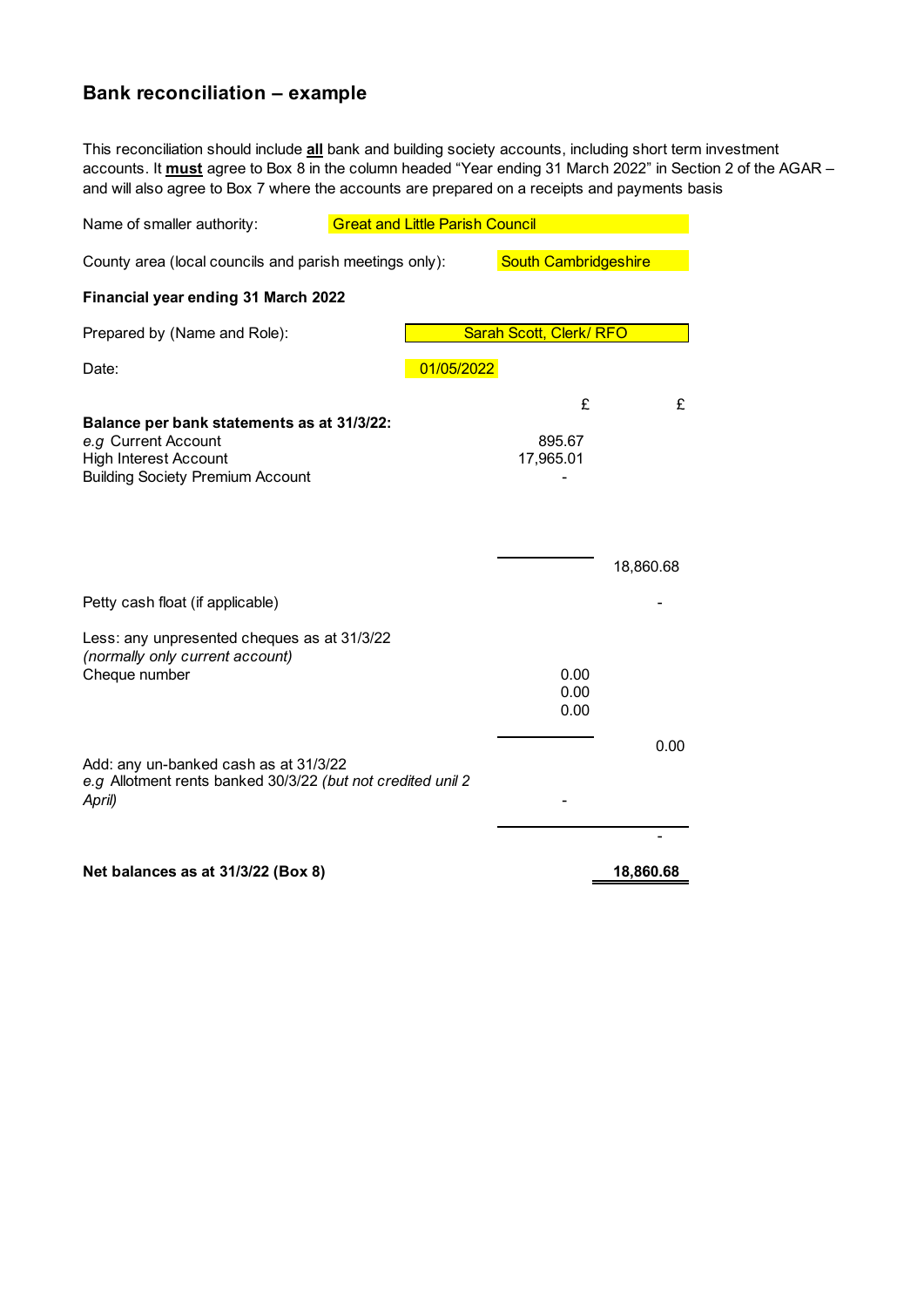## Bank reconciliation – example

This reconciliation should include **all** bank and building society accounts, including short term investment accounts. It **must** agree to Box 8 in the column headed "Year ending 31 March 2022" in Section 2 of the AGAR – and will also agree to Box 7 where the accounts are prepared on a receipts and payments basis

Name of smaller authority: Great and Little Parish Council

County area (local councils and parish meetings only): South Cambridgeshire

**Financial year ending 31 March 2022**

Prepared by (Name and Role): Sarah Scott, Clerk/ RFO

Date: 01/05/2022

| | £ | £ |
|---|---|---|
| **Balance per bank statements as at 31/3/22:** | | |
| *e.g* Current Account | 895.67 | |
| High Interest Account | 17,965.01 | |
| Building Society Premium Account | - | |
| | | 18,860.68 |
| Petty cash float (if applicable) | | - |
| Less: any unpresented cheques as at 31/3/22 *(normally only current account)* | | |
| Cheque number | 0.00 | |
| | 0.00 | |
| | 0.00 | |
| | | 0.00 |
| Add: any un-banked cash as at 31/3/22 | | |
| *e.g* Allotment rents banked 30/3/22 *(but not credited unil 2 April)* | - | |
| | | - |
| **Net balances as at 31/3/22 (Box 8)** | | **18,860.68** |